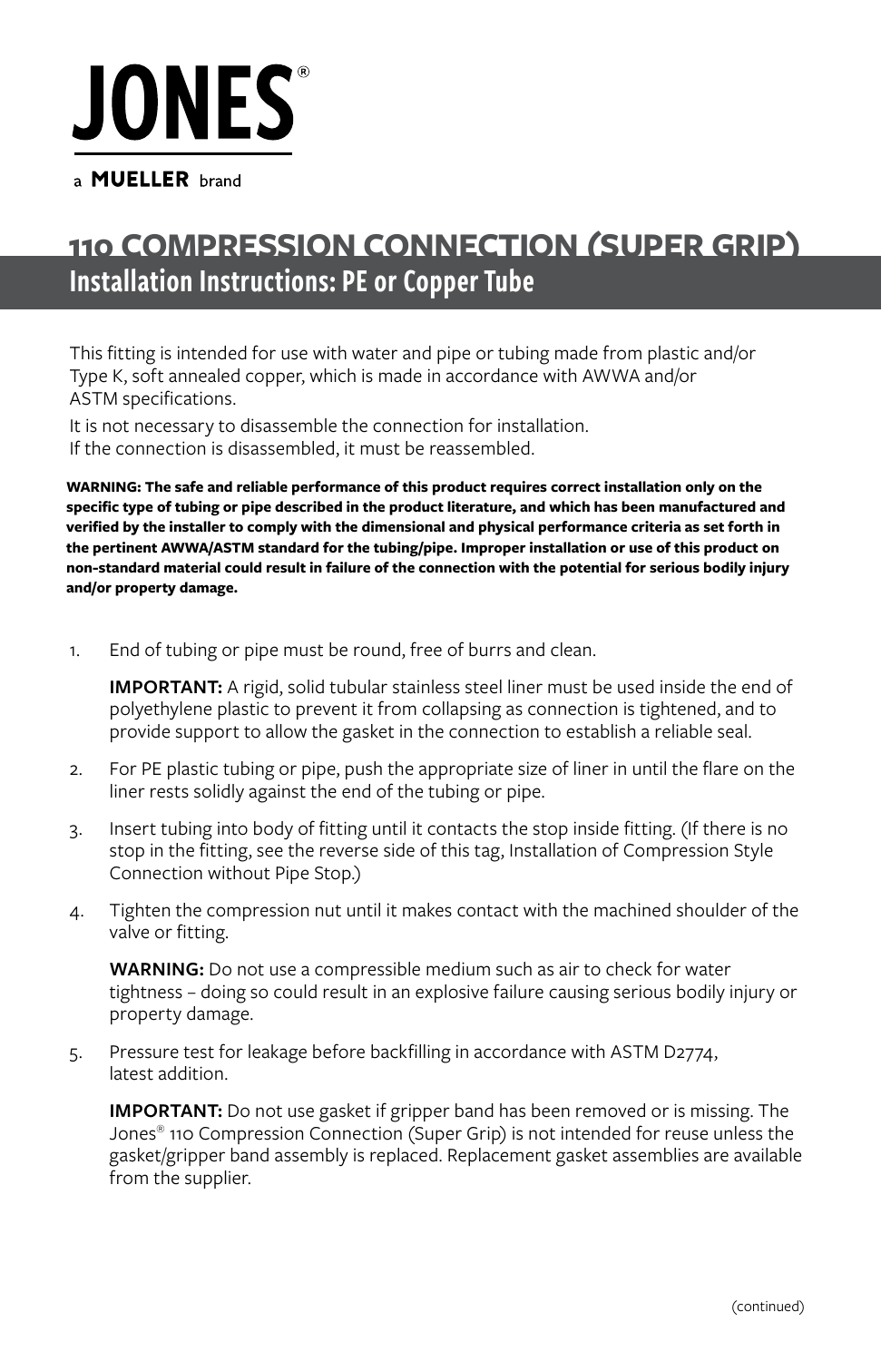# JONES®

a **MUELLER** brand

# 110 COMPRESSION CONNECTION (SUPER GRIP)

## Installation Instructions: PE or Copper Tube

This fitting is intended for use with water and pipe or tubing made from plastic and/or Type K, soft annealed copper, which is made in accordance with AWWA and/or ASTM specifications.

It is not necessary to disassemble the connection for installation. If the connection is disassembled, it must be reassembled.

**WARNING: The safe and reliable performance of this product requires correct installation only on the specific type of tubing or pipe described in the product literature, and which has been manufactured and verified by the installer to comply with the dimensional and physical performance criteria as set forth in the pertinent AWWA/ASTM standard for the tubing/pipe. Improper installation or use of this product on non-standard material could result in failure of the connection with the potential for serious bodily injury and/or property damage.**

1. End of tubing or pipe must be round, free of burrs and clean.

   **IMPORTANT:** A rigid, solid tubular stainless steel liner must be used inside the end of polyethylene plastic to prevent it from collapsing as connection is tightened, and to provide support to allow the gasket in the connection to establish a reliable seal.

2. For PE plastic tubing or pipe, push the appropriate size of liner in until the flare on the liner rests solidly against the end of the tubing or pipe.

3. Insert tubing into body of fitting until it contacts the stop inside fitting. (If there is no stop in the fitting, see the reverse side of this tag, Installation of Compression Style Connection without Pipe Stop.)

4. Tighten the compression nut until it makes contact with the machined shoulder of the valve or fitting.

   **WARNING:** Do not use a compressible medium such as air to check for water tightness – doing so could result in an explosive failure causing serious bodily injury or property damage.

5. Pressure test for leakage before backfilling in accordance with ASTM D2774, latest addition.

   **IMPORTANT:** Do not use gasket if gripper band has been removed or is missing. The Jones® 110 Compression Connection (Super Grip) is not intended for reuse unless the gasket/gripper band assembly is replaced. Replacement gasket assemblies are available from the supplier.

(continued)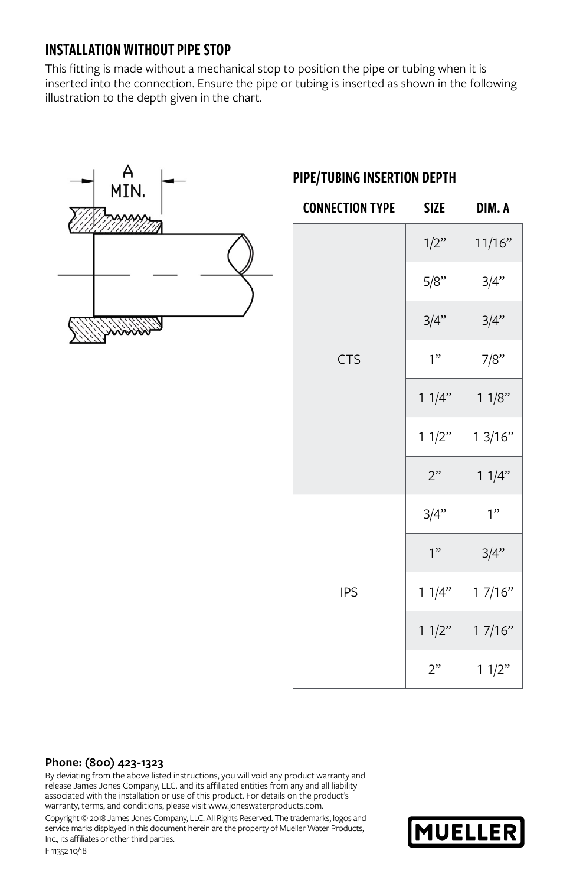## INSTALLATION WITHOUT PIPE STOP

This fitting is made without a mechanical stop to position the pipe or tubing when it is inserted into the connection. Ensure the pipe or tubing is inserted as shown in the following illustration to the depth given in the chart.

A
MIN.

### PIPE/TUBING INSERTION DEPTH

| CONNECTION TYPE | SIZE | DIM. A |
|---|---|---|
| CTS | 1/2" | 11/16" |
| | 5/8" | 3/4" |
| | 3/4" | 3/4" |
| | 1" | 7/8" |
| | 1 1/4" | 1 1/8" |
| | 1 1/2" | 1 3/16" |
| | 2" | 1 1/4" |
| IPS | 3/4" | 1" |
| | 1" | 3/4" |
| | 1 1/4" | 1 7/16" |
| | 1 1/2" | 1 7/16" |
| | 2" | 1 1/2" |

**Phone: (800) 423-1323**

By deviating from the above listed instructions, you will void any product warranty and release James Jones Company, LLC. and its affiliated entities from any and all liability associated with the installation or use of this product. For details on the product's warranty, terms, and conditions, please visit www.joneswaterproducts.com.

Copyright © 2018 James Jones Company, LLC. All Rights Reserved. The trademarks, logos and service marks displayed in this document herein are the property of Mueller Water Products, Inc., its affiliates or other third parties.

F 11352 10/18

MUELLER